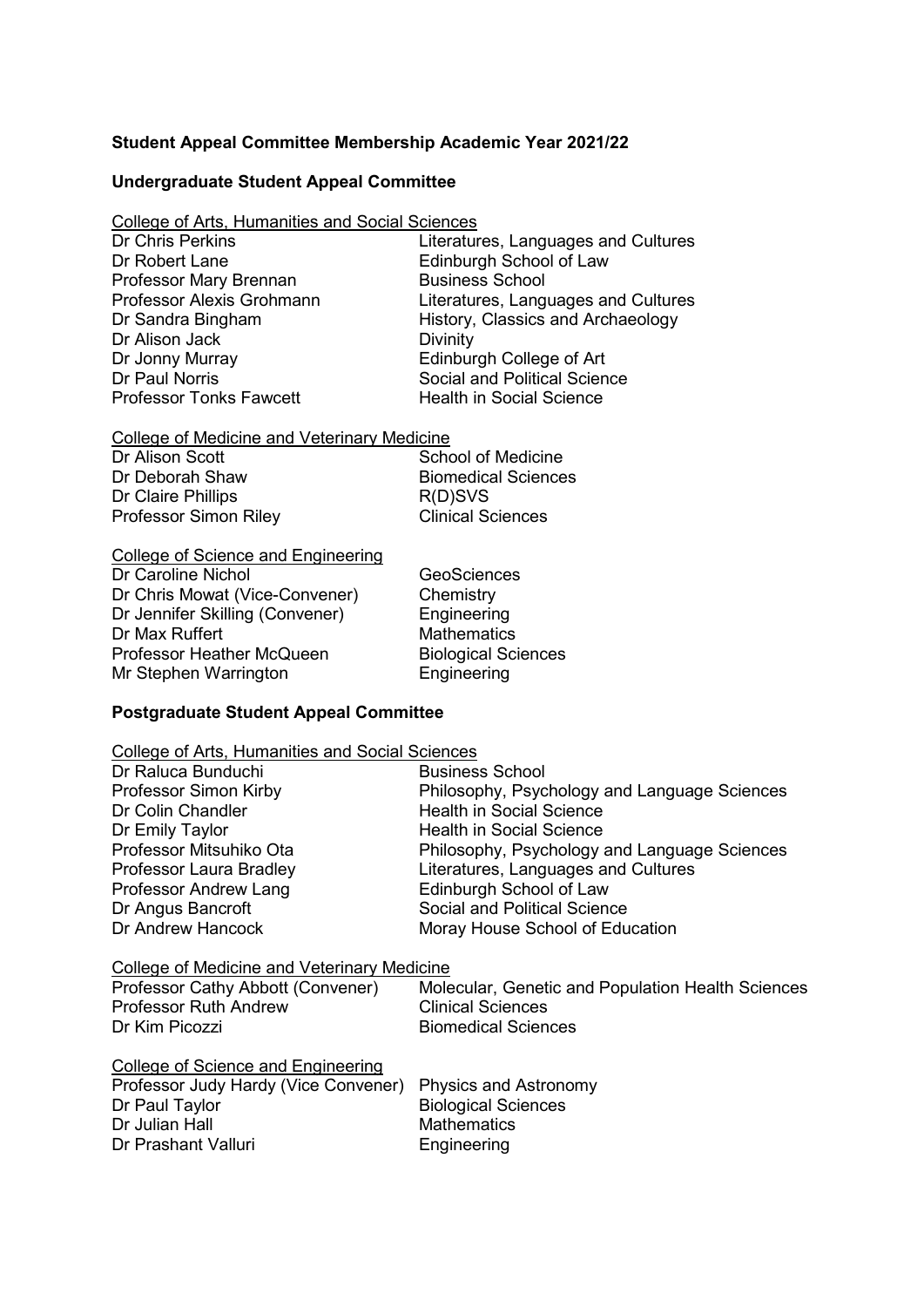# Student Appeal Committee Membership Academic Year 2021/22

## Undergraduate Student Appeal Committee

### College of Arts, Humanities and Social Sciences

| | |
|---|---|
| Dr Chris Perkins | Literatures, Languages and Cultures |
| Dr Robert Lane | Edinburgh School of Law |
| Professor Mary Brennan | Business School |
| Professor Alexis Grohmann | Literatures, Languages and Cultures |
| Dr Sandra Bingham | History, Classics and Archaeology |
| Dr Alison Jack | Divinity |
| Dr Jonny Murray | Edinburgh College of Art |
| Dr Paul Norris | Social and Political Science |
| Professor Tonks Fawcett | Health in Social Science |

### College of Medicine and Veterinary Medicine

| | |
|---|---|
| Dr Alison Scott | School of Medicine |
| Dr Deborah Shaw | Biomedical Sciences |
| Dr Claire Phillips | R(D)SVS |
| Professor Simon Riley | Clinical Sciences |

### College of Science and Engineering

| | |
|---|---|
| Dr Caroline Nichol | GeoSciences |
| Dr Chris Mowat (Vice-Convener) | Chemistry |
| Dr Jennifer Skilling (Convener) | Engineering |
| Dr Max Ruffert | Mathematics |
| Professor Heather McQueen | Biological Sciences |
| Mr Stephen Warrington | Engineering |

## Postgraduate Student Appeal Committee

### College of Arts, Humanities and Social Sciences

| | |
|---|---|
| Dr Raluca Bunduchi | Business School |
| Professor Simon Kirby | Philosophy, Psychology and Language Sciences |
| Dr Colin Chandler | Health in Social Science |
| Dr Emily Taylor | Health in Social Science |
| Professor Mitsuhiko Ota | Philosophy, Psychology and Language Sciences |
| Professor Laura Bradley | Literatures, Languages and Cultures |
| Professor Andrew Lang | Edinburgh School of Law |
| Dr Angus Bancroft | Social and Political Science |
| Dr Andrew Hancock | Moray House School of Education |

### College of Medicine and Veterinary Medicine

| | |
|---|---|
| Professor Cathy Abbott (Convener) | Molecular, Genetic and Population Health Sciences |
| Professor Ruth Andrew | Clinical Sciences |
| Dr Kim Picozzi | Biomedical Sciences |

### College of Science and Engineering

| | |
|---|---|
| Professor Judy Hardy (Vice Convener) | Physics and Astronomy |
| Dr Paul Taylor | Biological Sciences |
| Dr Julian Hall | Mathematics |
| Dr Prashant Valluri | Engineering |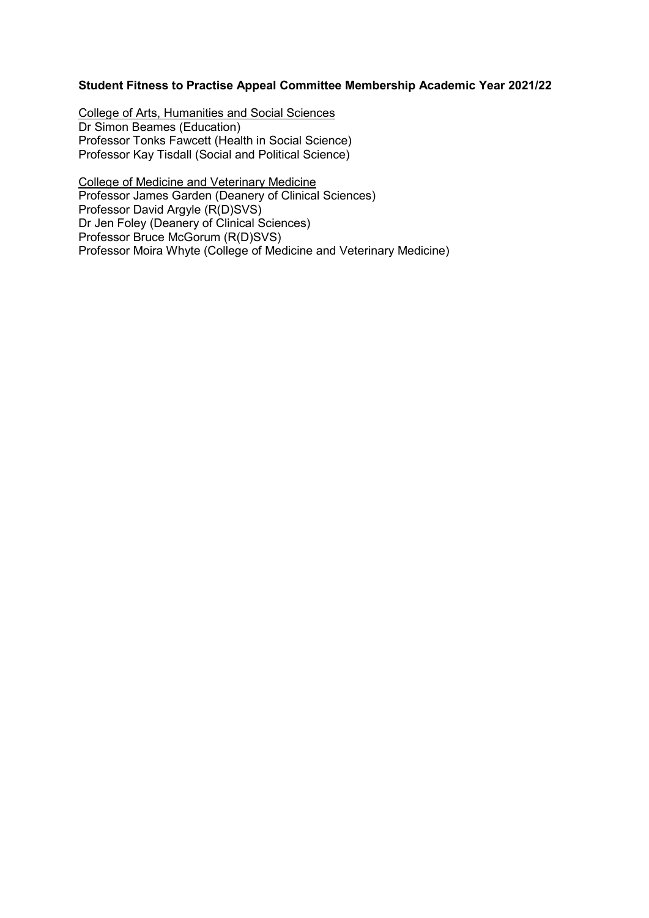**Student Fitness to Practise Appeal Committee Membership Academic Year 2021/22**

<u>College of Arts, Humanities and Social Sciences</u>
Dr Simon Beames (Education)
Professor Tonks Fawcett (Health in Social Science)
Professor Kay Tisdall (Social and Political Science)

<u>College of Medicine and Veterinary Medicine</u>
Professor James Garden (Deanery of Clinical Sciences)
Professor David Argyle (R(D)SVS)
Dr Jen Foley (Deanery of Clinical Sciences)
Professor Bruce McGorum (R(D)SVS)
Professor Moira Whyte (College of Medicine and Veterinary Medicine)